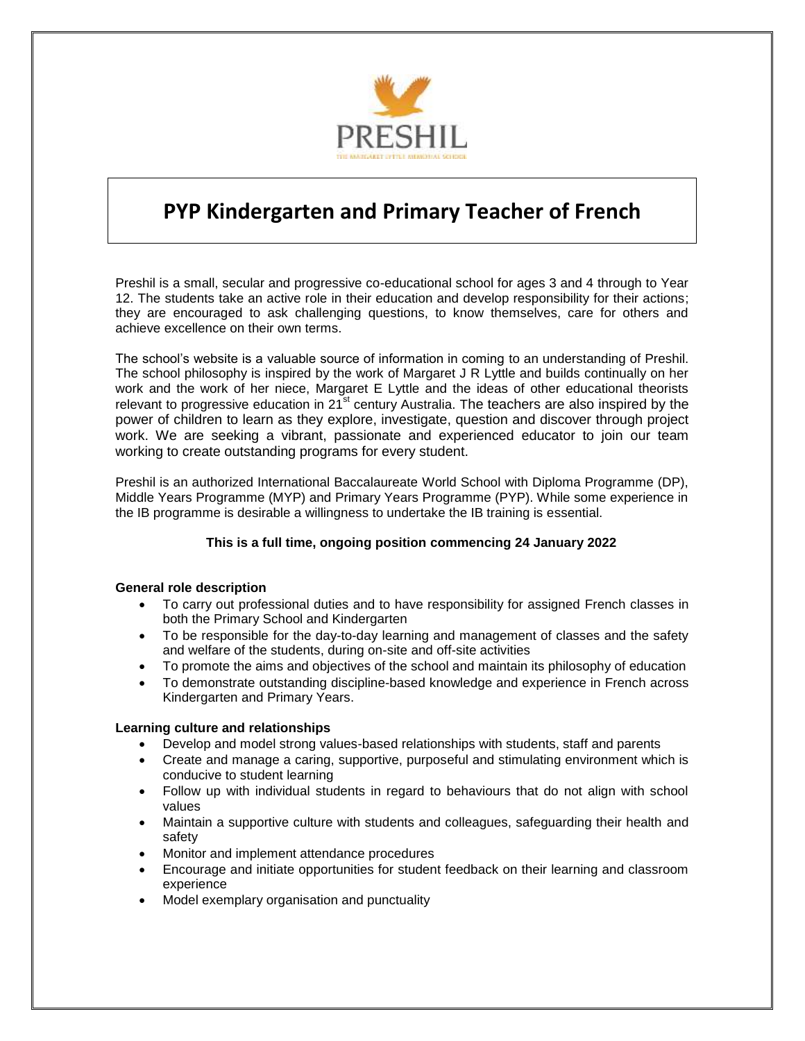PRESHIL

THE MARGARET LYTTLE MEMORIAL SCHOOL

# PYP Kindergarten and Primary Teacher of French

Preshil is a small, secular and progressive co-educational school for ages 3 and 4 through to Year 12. The students take an active role in their education and develop responsibility for their actions; they are encouraged to ask challenging questions, to know themselves, care for others and achieve excellence on their own terms.

The school's website is a valuable source of information in coming to an understanding of Preshil. The school philosophy is inspired by the work of Margaret J R Lyttle and builds continually on her work and the work of her niece, Margaret E Lyttle and the ideas of other educational theorists relevant to progressive education in 21st century Australia. The teachers are also inspired by the power of children to learn as they explore, investigate, question and discover through project work. We are seeking a vibrant, passionate and experienced educator to join our team working to create outstanding programs for every student.

Preshil is an authorized International Baccalaureate World School with Diploma Programme (DP), Middle Years Programme (MYP) and Primary Years Programme (PYP). While some experience in the IB programme is desirable a willingness to undertake the IB training is essential.

**This is a full time, ongoing position commencing 24 January 2022**

**General role description**

- To carry out professional duties and to have responsibility for assigned French classes in both the Primary School and Kindergarten
- To be responsible for the day-to-day learning and management of classes and the safety and welfare of the students, during on-site and off-site activities
- To promote the aims and objectives of the school and maintain its philosophy of education
- To demonstrate outstanding discipline-based knowledge and experience in French across Kindergarten and Primary Years.

**Learning culture and relationships**

- Develop and model strong values-based relationships with students, staff and parents
- Create and manage a caring, supportive, purposeful and stimulating environment which is conducive to student learning
- Follow up with individual students in regard to behaviours that do not align with school values
- Maintain a supportive culture with students and colleagues, safeguarding their health and safety
- Monitor and implement attendance procedures
- Encourage and initiate opportunities for student feedback on their learning and classroom experience
- Model exemplary organisation and punctuality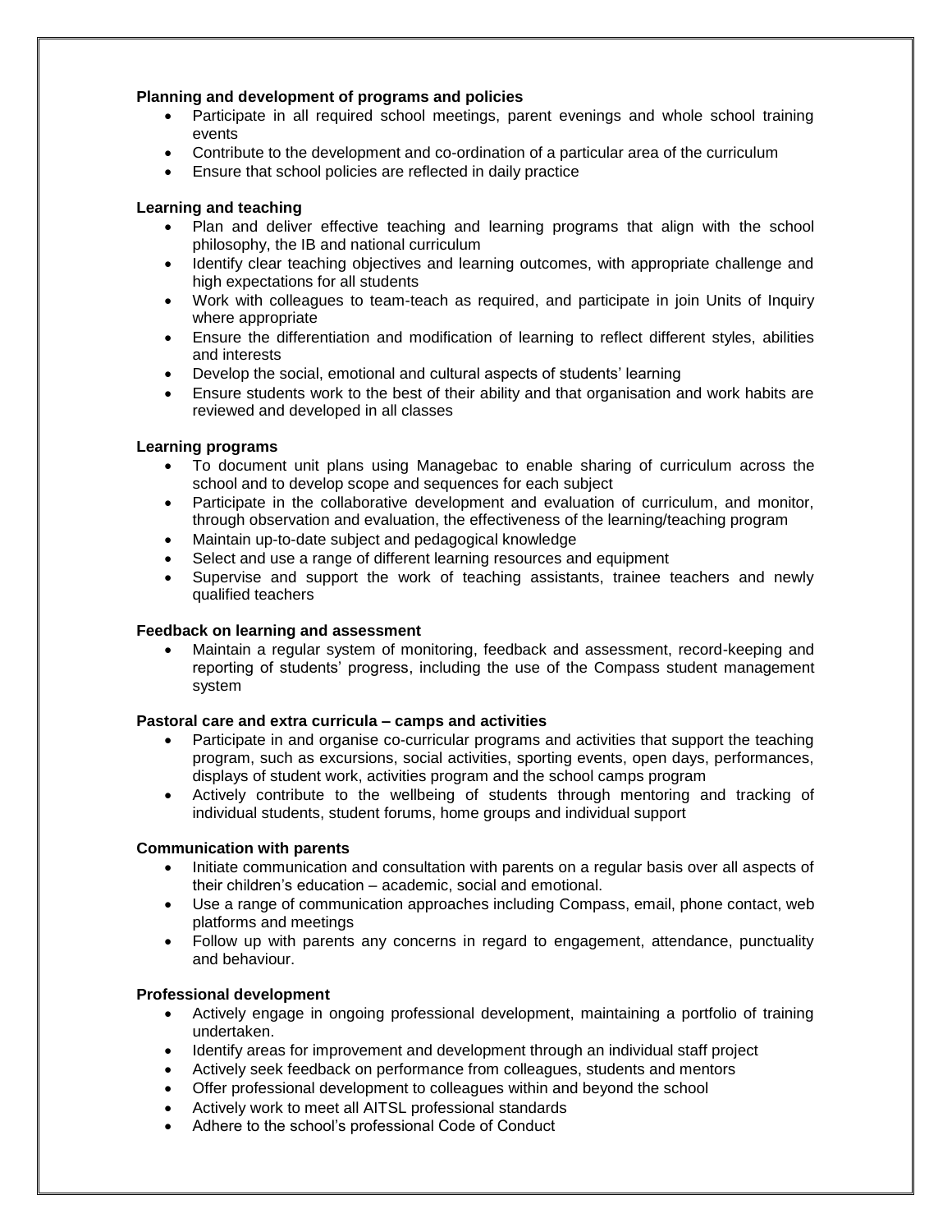**Planning and development of programs and policies**

- Participate in all required school meetings, parent evenings and whole school training events
- Contribute to the development and co-ordination of a particular area of the curriculum
- Ensure that school policies are reflected in daily practice

**Learning and teaching**

- Plan and deliver effective teaching and learning programs that align with the school philosophy, the IB and national curriculum
- Identify clear teaching objectives and learning outcomes, with appropriate challenge and high expectations for all students
- Work with colleagues to team-teach as required, and participate in join Units of Inquiry where appropriate
- Ensure the differentiation and modification of learning to reflect different styles, abilities and interests
- Develop the social, emotional and cultural aspects of students' learning
- Ensure students work to the best of their ability and that organisation and work habits are reviewed and developed in all classes

**Learning programs**

- To document unit plans using Managebac to enable sharing of curriculum across the school and to develop scope and sequences for each subject
- Participate in the collaborative development and evaluation of curriculum, and monitor, through observation and evaluation, the effectiveness of the learning/teaching program
- Maintain up-to-date subject and pedagogical knowledge
- Select and use a range of different learning resources and equipment
- Supervise and support the work of teaching assistants, trainee teachers and newly qualified teachers

**Feedback on learning and assessment**

- Maintain a regular system of monitoring, feedback and assessment, record-keeping and reporting of students' progress, including the use of the Compass student management system

**Pastoral care and extra curricula – camps and activities**

- Participate in and organise co-curricular programs and activities that support the teaching program, such as excursions, social activities, sporting events, open days, performances, displays of student work, activities program and the school camps program
- Actively contribute to the wellbeing of students through mentoring and tracking of individual students, student forums, home groups and individual support

**Communication with parents**

- Initiate communication and consultation with parents on a regular basis over all aspects of their children's education – academic, social and emotional.
- Use a range of communication approaches including Compass, email, phone contact, web platforms and meetings
- Follow up with parents any concerns in regard to engagement, attendance, punctuality and behaviour.

**Professional development**

- Actively engage in ongoing professional development, maintaining a portfolio of training undertaken.
- Identify areas for improvement and development through an individual staff project
- Actively seek feedback on performance from colleagues, students and mentors
- Offer professional development to colleagues within and beyond the school
- Actively work to meet all AITSL professional standards
- Adhere to the school's professional Code of Conduct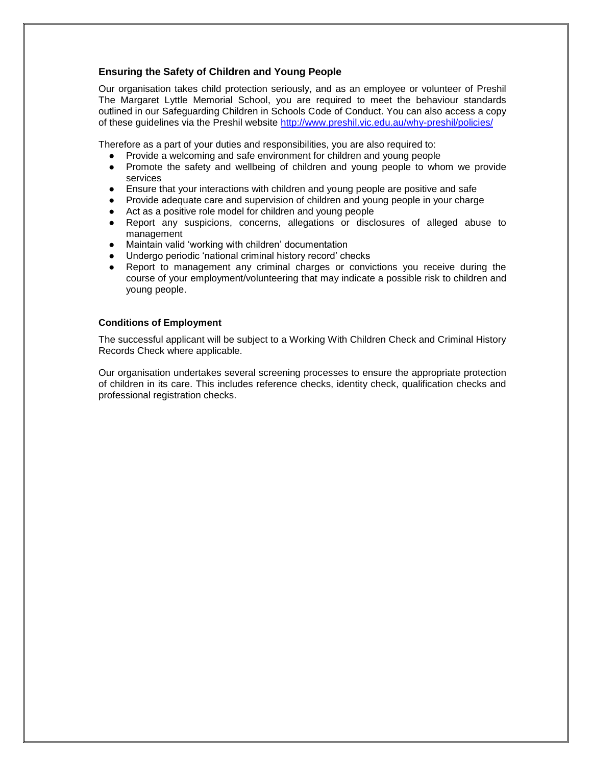### Ensuring the Safety of Children and Young People

Our organisation takes child protection seriously, and as an employee or volunteer of Preshil The Margaret Lyttle Memorial School, you are required to meet the behaviour standards outlined in our Safeguarding Children in Schools Code of Conduct. You can also access a copy of these guidelines via the Preshil website [http://www.preshil.vic.edu.au/why-preshil/policies/](http://www.preshil.vic.edu.au/why-preshil/policies/)

Therefore as a part of your duties and responsibilities, you are also required to:

- Provide a welcoming and safe environment for children and young people
- Promote the safety and wellbeing of children and young people to whom we provide services
- Ensure that your interactions with children and young people are positive and safe
- Provide adequate care and supervision of children and young people in your charge
- Act as a positive role model for children and young people
- Report any suspicions, concerns, allegations or disclosures of alleged abuse to management
- Maintain valid 'working with children' documentation
- Undergo periodic 'national criminal history record' checks
- Report to management any criminal charges or convictions you receive during the course of your employment/volunteering that may indicate a possible risk to children and young people.

### Conditions of Employment

The successful applicant will be subject to a Working With Children Check and Criminal History Records Check where applicable.

Our organisation undertakes several screening processes to ensure the appropriate protection of children in its care. This includes reference checks, identity check, qualification checks and professional registration checks.